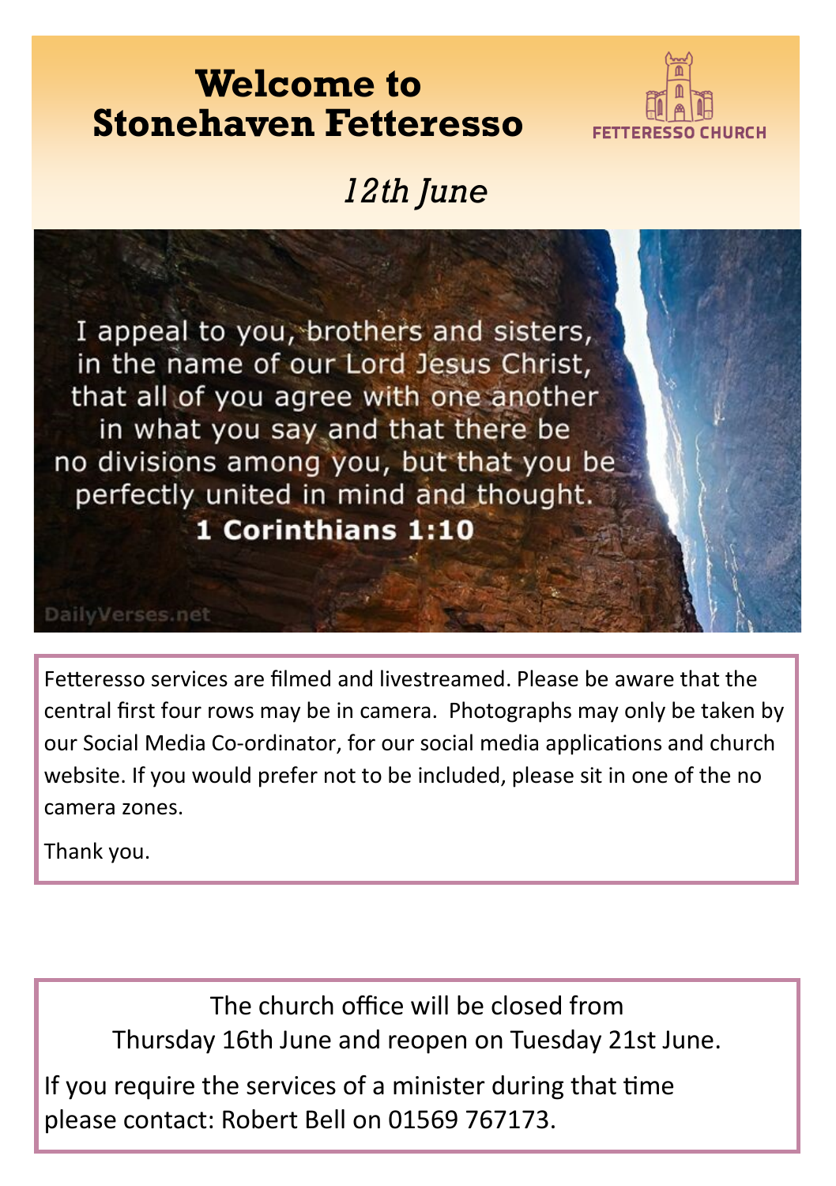# Welcome to Stonehaven Fetteresso

FETTERESSO CHURCH

*12th June*

I appeal to you, brothers and sisters, in the name of our Lord Jesus Christ, that all of you agree with one another in what you say and that there be no divisions among you, but that you be perfectly united in mind and thought.

**1 Corinthians 1:10**

DailyVerses.net

Fetteresso services are filmed and livestreamed. Please be aware that the central first four rows may be in camera. Photographs may only be taken by our Social Media Co-ordinator, for our social media applications and church website. If you would prefer not to be included, please sit in one of the no camera zones.

Thank you.

The church office will be closed from Thursday 16th June and reopen on Tuesday 21st June.

If you require the services of a minister during that time please contact: Robert Bell on 01569 767173.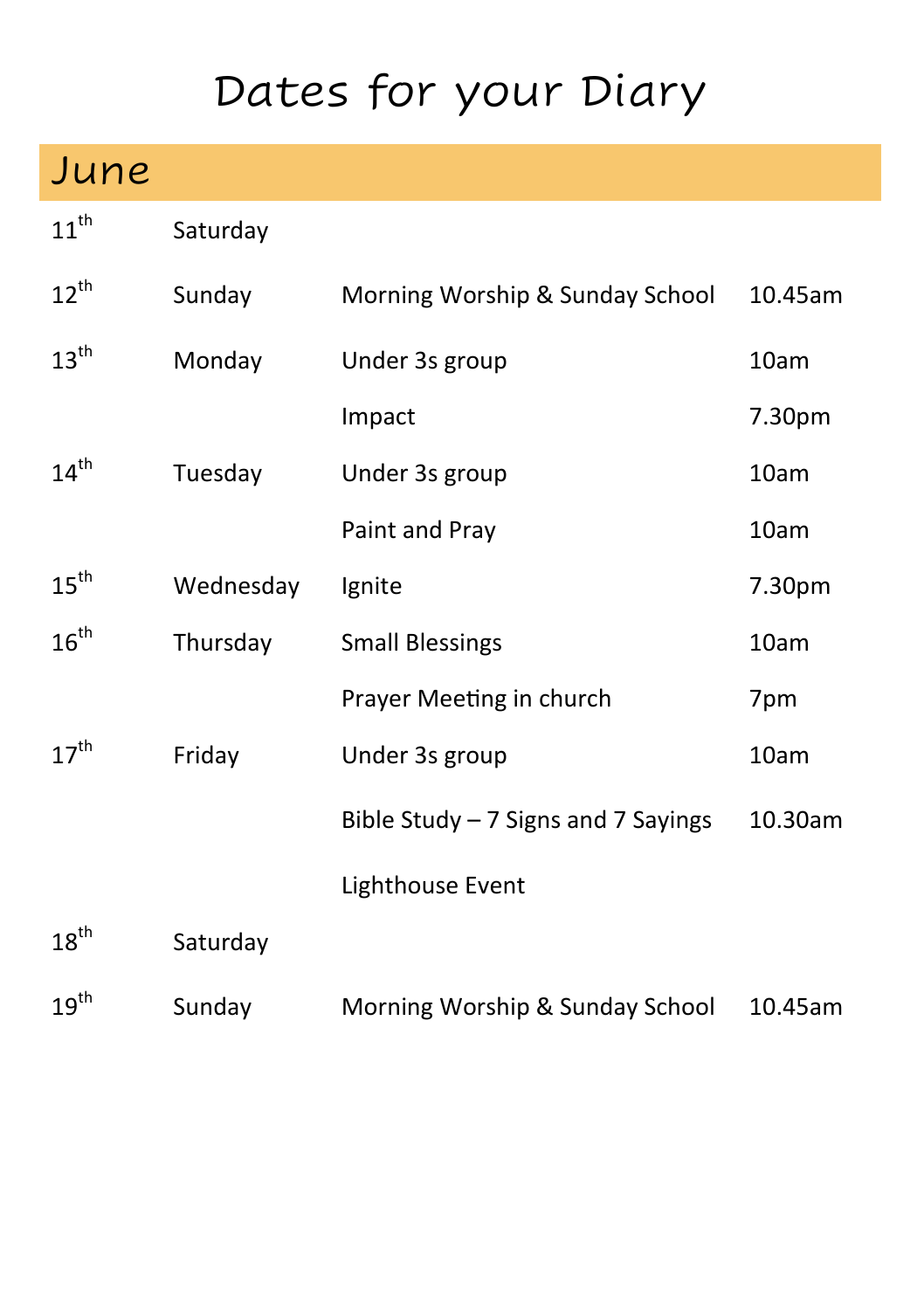# Dates for your Diary

## June

| | | | |
|---|---|---|---|
| 11th | Saturday | | |
| 12th | Sunday | Morning Worship & Sunday School | 10.45am |
| 13th | Monday | Under 3s group | 10am |
| | | Impact | 7.30pm |
| 14th | Tuesday | Under 3s group | 10am |
| | | Paint and Pray | 10am |
| 15th | Wednesday | Ignite | 7.30pm |
| 16th | Thursday | Small Blessings | 10am |
| | | Prayer Meeting in church | 7pm |
| 17th | Friday | Under 3s group | 10am |
| | | Bible Study – 7 Signs and 7 Sayings | 10.30am |
| | | Lighthouse Event | |
| 18th | Saturday | | |
| 19th | Sunday | Morning Worship & Sunday School | 10.45am |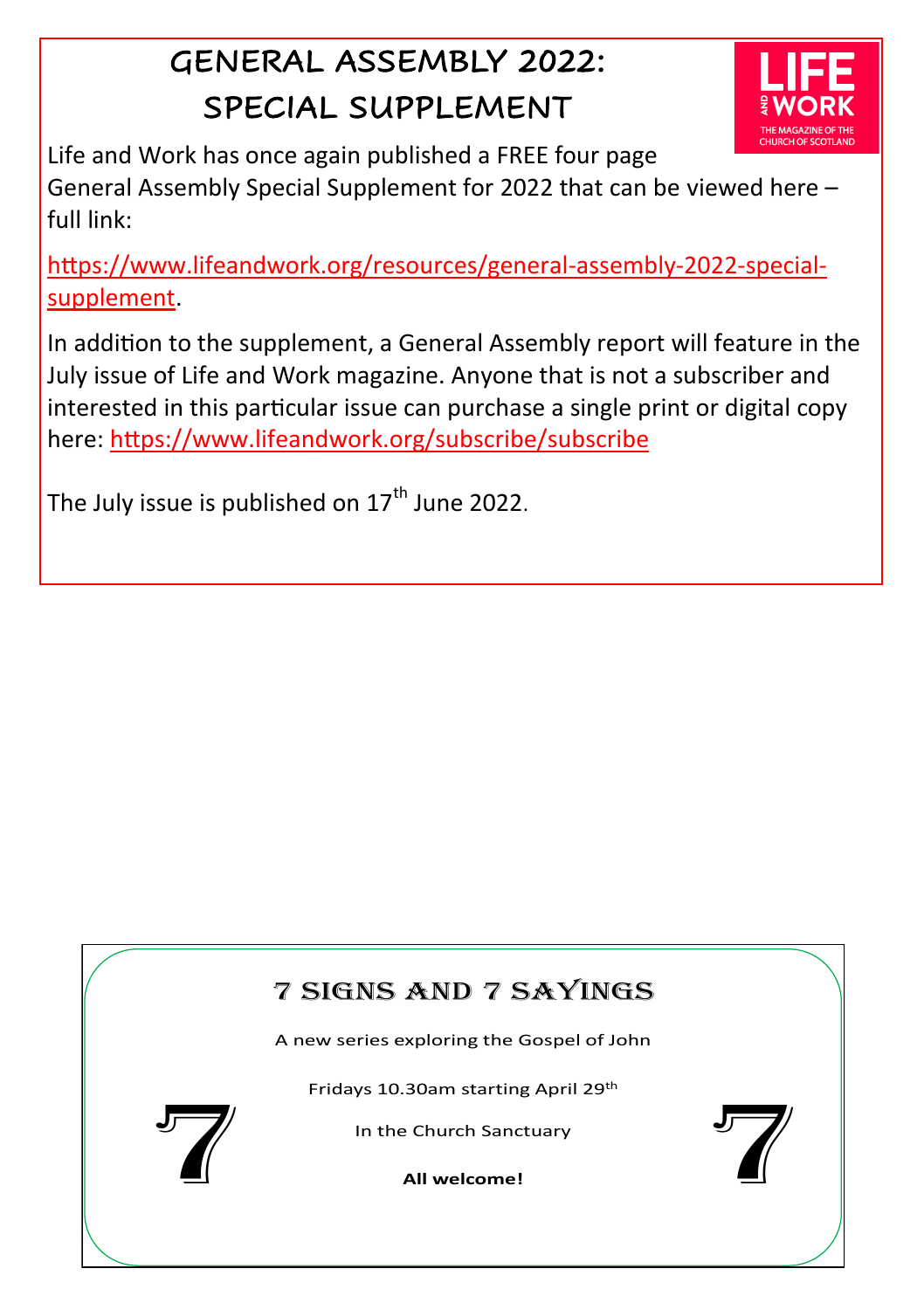# GENERAL ASSEMBLY 2022: SPECIAL SUPPLEMENT

LIFE AND WORK
THE MAGAZINE OF THE CHURCH OF SCOTLAND

Life and Work has once again published a FREE four page General Assembly Special Supplement for 2022 that can be viewed here – full link:

[https://www.lifeandwork.org/resources/general-assembly-2022-special-supplement](https://www.lifeandwork.org/resources/general-assembly-2022-special-supplement).

In addition to the supplement, a General Assembly report will feature in the July issue of Life and Work magazine. Anyone that is not a subscriber and interested in this particular issue can purchase a single print or digital copy here: [https://www.lifeandwork.org/subscribe/subscribe](https://www.lifeandwork.org/subscribe/subscribe)

The July issue is published on 17th June 2022.

## 7 SIGNS AND 7 SAYINGS

A new series exploring the Gospel of John

Fridays 10.30am starting April 29th

In the Church Sanctuary

**All welcome!**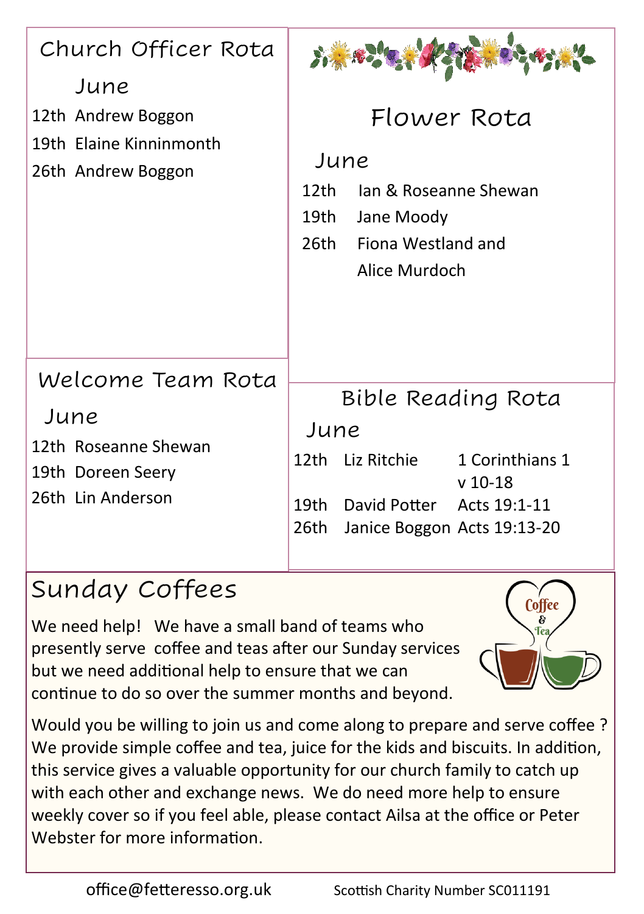## Church Officer Rota

### June

12th Andrew Boggon

19th Elaine Kinninmonth

26th Andrew Boggon

## Flower Rota

### June

12th Ian & Roseanne Shewan

19th Jane Moody

26th Fiona Westland and Alice Murdoch

## Welcome Team Rota

### June

12th Roseanne Shewan

19th Doreen Seery

26th Lin Anderson

## Bible Reading Rota

### June

| Date | Reader | Reading |
|---|---|---|
| 12th | Liz Ritchie | 1 Corinthians 1 v 10-18 |
| 19th | David Potter | Acts 19:1-11 |
| 26th | Janice Boggon | Acts 19:13-20 |

## Sunday Coffees

We need help! We have a small band of teams who presently serve coffee and teas after our Sunday services but we need additional help to ensure that we can continue to do so over the summer months and beyond.

Would you be willing to join us and come along to prepare and serve coffee ? We provide simple coffee and tea, juice for the kids and biscuits. In addition, this service gives a valuable opportunity for our church family to catch up with each other and exchange news. We do need more help to ensure weekly cover so if you feel able, please contact Ailsa at the office or Peter Webster for more information.

office@fetteresso.org.uk Scottish Charity Number SC011191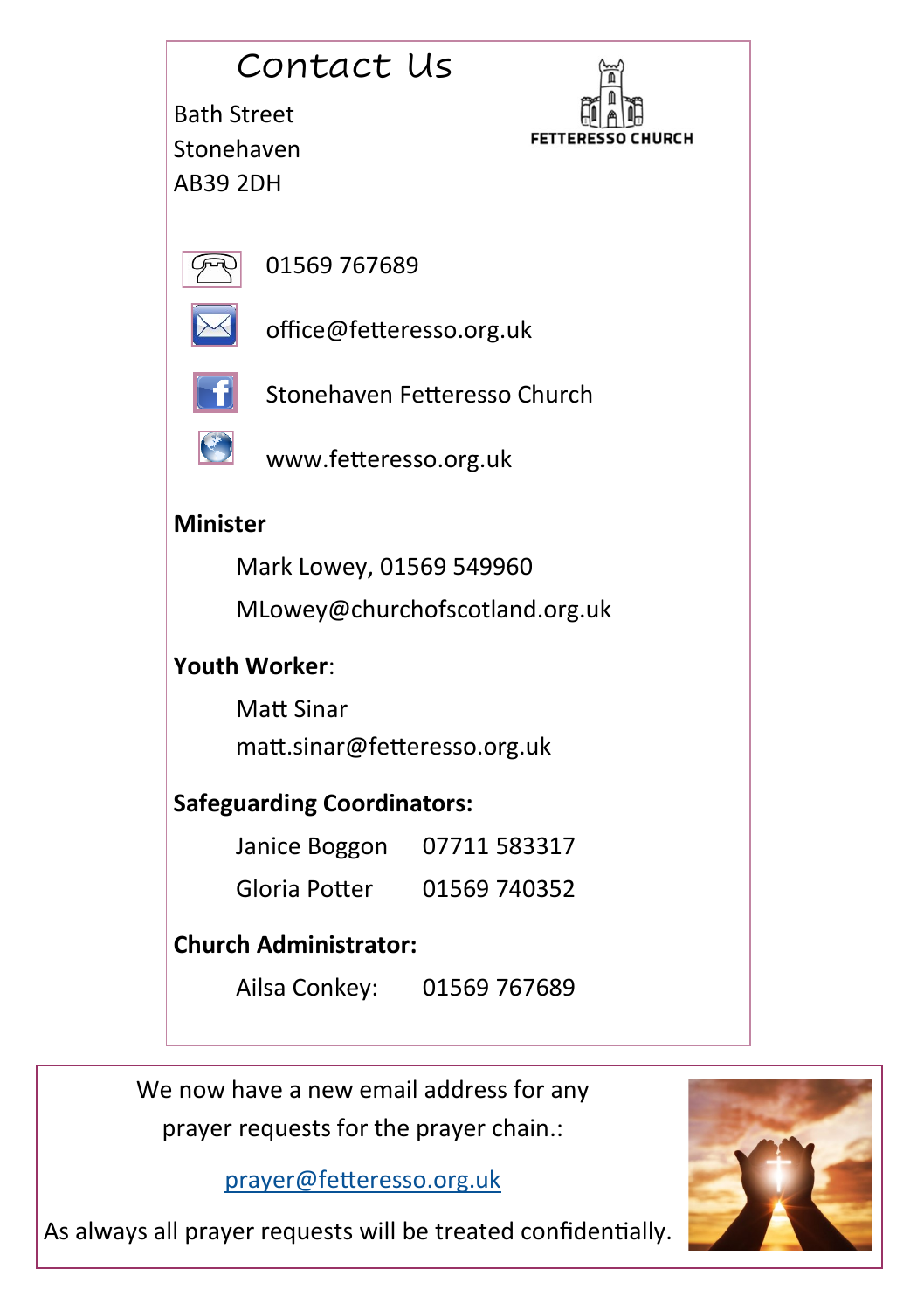# Contact Us

Bath Street
Stonehaven
AB39 2DH

FETTERESSO CHURCH

01569 767689

office@fetteresso.org.uk

Stonehaven Fetteresso Church

www.fetteresso.org.uk

**Minister**

Mark Lowey, 01569 549960

MLowey@churchofscotland.org.uk

**Youth Worker**:

Matt Sinar

matt.sinar@fetteresso.org.uk

**Safeguarding Coordinators:**

| | |
|---|---|
| Janice Boggon | 07711 583317 |
| Gloria Potter | 01569 740352 |

**Church Administrator:**

Ailsa Conkey: 01569 767689

We now have a new email address for any prayer requests for the prayer chain.:

prayer@fetteresso.org.uk

As always all prayer requests will be treated confidentially.